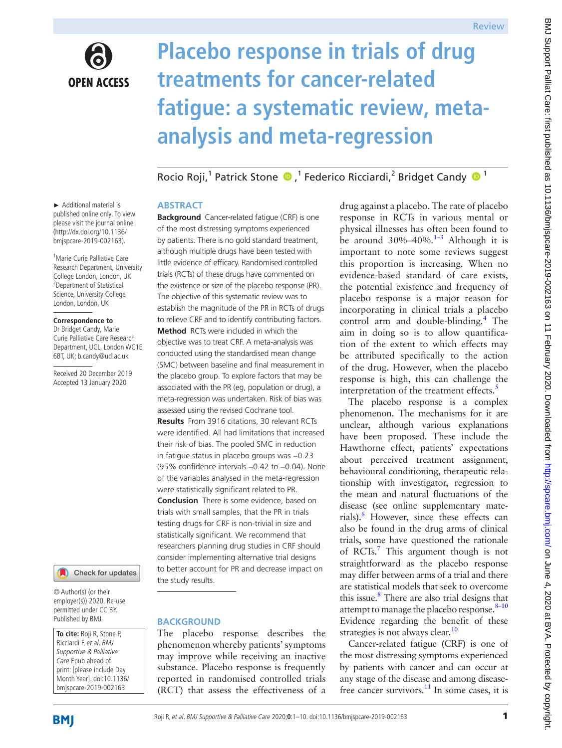Review

# Placebo response in trials of drug treatments for cancer-related fatigue: a systematic review, meta-analysis and meta-regression

Rocio Roji,[1] Patrick Stone,[1] Federico Ricciardi,[2] Bridget Candy[1]

► Additional material is published online only. To view please visit the journal online (http://dx.doi.org/10.1136/bmjspcare-2019-002163).

[1]Marie Curie Palliative Care Research Department, University College London, London, UK
[2]Department of Statistical Science, University College London, London, UK

**Correspondence to**
Dr Bridget Candy, Marie Curie Palliative Care Research Department, UCL, London WC1E 6BT, UK; b.candy@ucl.ac.uk

Received 20 December 2019
Accepted 13 January 2020

© Author(s) (or their employer(s)) 2020. Re-use permitted under CC BY. Published by BMJ.

**To cite:** Roji R, Stone P, Ricciardi F, *et al*. *BMJ Supportive & Palliative Care* Epub ahead of print: [please include Day Month Year]. doi:10.1136/bmjspcare-2019-002163

## ABSTRACT

**Background** Cancer-related fatigue (CRF) is one of the most distressing symptoms experienced by patients. There is no gold standard treatment, although multiple drugs have been tested with little evidence of efficacy. Randomised controlled trials (RCTs) of these drugs have commented on the existence or size of the placebo response (PR). The objective of this systematic review was to establish the magnitude of the PR in RCTs of drugs to relieve CRF and to identify contributing factors.

**Method** RCTs were included in which the objective was to treat CRF. A meta-analysis was conducted using the standardised mean change (SMC) between baseline and final measurement in the placebo group. To explore factors that may be associated with the PR (eg, population or drug), a meta-regression was undertaken. Risk of bias was assessed using the revised Cochrane tool.

**Results** From 3916 citations, 30 relevant RCTs were identified. All had limitations that increased their risk of bias. The pooled SMC in reduction in fatigue status in placebo groups was −0.23 (95% confidence intervals −0.42 to −0.04). None of the variables analysed in the meta-regression were statistically significant related to PR.

**Conclusion** There is some evidence, based on trials with small samples, that the PR in trials testing drugs for CRF is non-trivial in size and statistically significant. We recommend that researchers planning drug studies in CRF should consider implementing alternative trial designs to better account for PR and decrease impact on the study results.

## BACKGROUND

The placebo response describes the phenomenon whereby patients' symptoms may improve while receiving an inactive substance. Placebo response is frequently reported in randomised controlled trials (RCT) that assess the effectiveness of a drug against a placebo. The rate of placebo response in RCTs in various mental or physical illnesses has often been found to be around 30%–40%.[1–3] Although it is important to note some reviews suggest this proportion is increasing. When no evidence-based standard of care exists, the potential existence and frequency of placebo response is a major reason for incorporating in clinical trials a placebo control arm and double-blinding.[4] The aim in doing so is to allow quantification of the extent to which effects may be attributed specifically to the action of the drug. However, when the placebo response is high, this can challenge the interpretation of the treatment effects.[5]

The placebo response is a complex phenomenon. The mechanisms for it are unclear, although various explanations have been proposed. These include the Hawthorne effect, patients' expectations about perceived treatment assignment, behavioural conditioning, therapeutic relationship with investigator, regression to the mean and natural fluctuations of the disease (see online supplementary materials).[6] However, since these effects can also be found in the drug arms of clinical trials, some have questioned the rationale of RCTs.[7] This argument though is not straightforward as the placebo response may differ between arms of a trial and there are statistical models that seek to overcome this issue.[8] There are also trial designs that attempt to manage the placebo response.[8–10] Evidence regarding the benefit of these strategies is not always clear.[10]

Cancer-related fatigue (CRF) is one of the most distressing symptoms experienced by patients with cancer and can occur at any stage of the disease and among disease-free cancer survivors.[11] In some cases, it is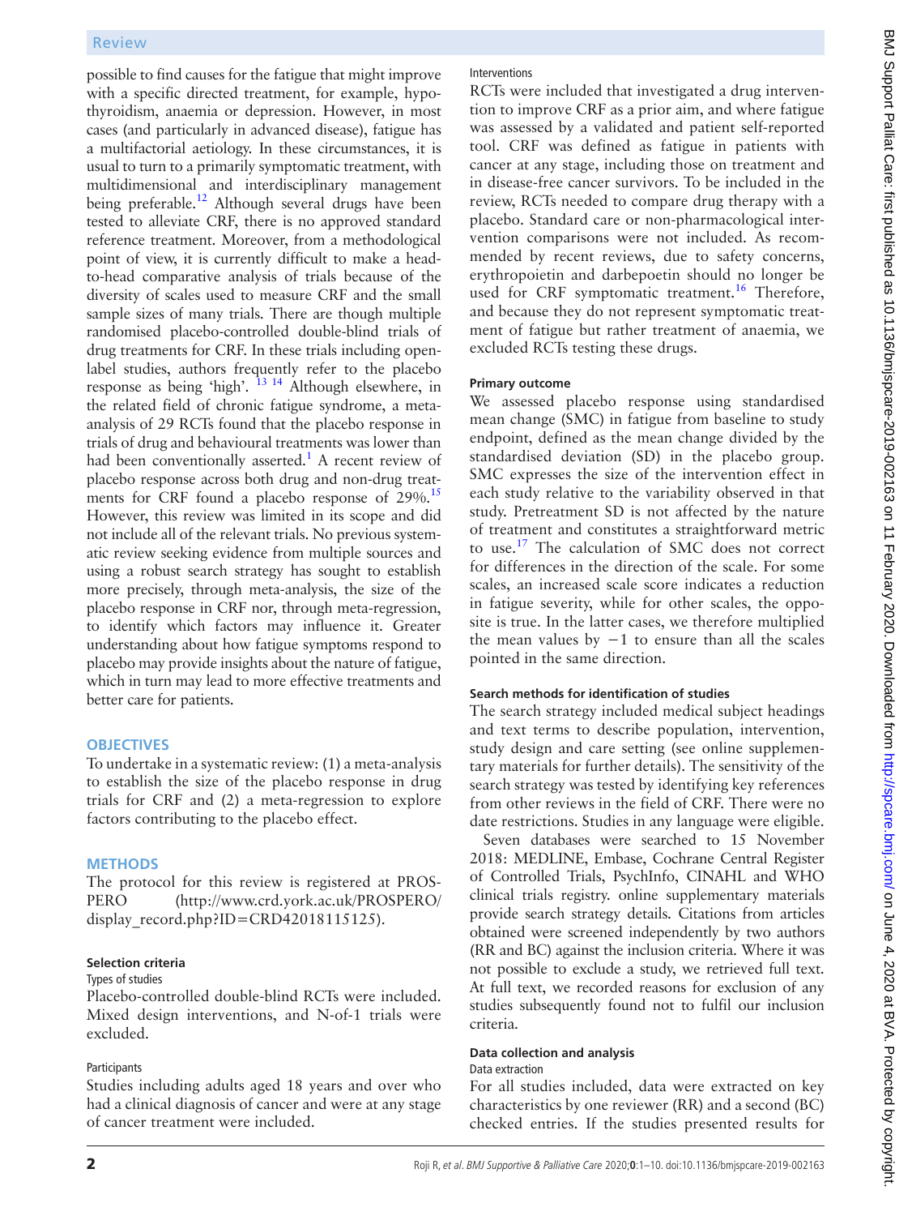possible to find causes for the fatigue that might improve with a specific directed treatment, for example, hypothyroidism, anaemia or depression. However, in most cases (and particularly in advanced disease), fatigue has a multifactorial aetiology. In these circumstances, it is usual to turn to a primarily symptomatic treatment, with multidimensional and interdisciplinary management being preferable.[12] Although several drugs have been tested to alleviate CRF, there is no approved standard reference treatment. Moreover, from a methodological point of view, it is currently difficult to make a head-to-head comparative analysis of trials because of the diversity of scales used to measure CRF and the small sample sizes of many trials. There are though multiple randomised placebo-controlled double-blind trials of drug treatments for CRF. In these trials including open-label studies, authors frequently refer to the placebo response as being 'high'.[13 14] Although elsewhere, in the related field of chronic fatigue syndrome, a meta-analysis of 29 RCTs found that the placebo response in trials of drug and behavioural treatments was lower than had been conventionally asserted.[1] A recent review of placebo response across both drug and non-drug treatments for CRF found a placebo response of 29%.[15] However, this review was limited in its scope and did not include all of the relevant trials. No previous systematic review seeking evidence from multiple sources and using a robust search strategy has sought to establish more precisely, through meta-analysis, the size of the placebo response in CRF nor, through meta-regression, to identify which factors may influence it. Greater understanding about how fatigue symptoms respond to placebo may provide insights about the nature of fatigue, which in turn may lead to more effective treatments and better care for patients.

## OBJECTIVES

To undertake in a systematic review: (1) a meta-analysis to establish the size of the placebo response in drug trials for CRF and (2) a meta-regression to explore factors contributing to the placebo effect.

## METHODS

The protocol for this review is registered at PROSPERO (http://www.crd.york.ac.uk/PROSPERO/display_record.php?ID=CRD42018115125).

### Selection criteria

#### Types of studies

Placebo-controlled double-blind RCTs were included. Mixed design interventions, and N-of-1 trials were excluded.

#### Participants

Studies including adults aged 18 years and over who had a clinical diagnosis of cancer and were at any stage of cancer treatment were included.

#### Interventions

RCTs were included that investigated a drug intervention to improve CRF as a prior aim, and where fatigue was assessed by a validated and patient self-reported tool. CRF was defined as fatigue in patients with cancer at any stage, including those on treatment and in disease-free cancer survivors. To be included in the review, RCTs needed to compare drug therapy with a placebo. Standard care or non-pharmacological intervention comparisons were not included. As recommended by recent reviews, due to safety concerns, erythropoietin and darbepoetin should no longer be used for CRF symptomatic treatment.[16] Therefore, and because they do not represent symptomatic treatment of fatigue but rather treatment of anaemia, we excluded RCTs testing these drugs.

### Primary outcome

We assessed placebo response using standardised mean change (SMC) in fatigue from baseline to study endpoint, defined as the mean change divided by the standardised deviation (SD) in the placebo group. SMC expresses the size of the intervention effect in each study relative to the variability observed in that study. Pretreatment SD is not affected by the nature of treatment and constitutes a straightforward metric to use.[17] The calculation of SMC does not correct for differences in the direction of the scale. For some scales, an increased scale score indicates a reduction in fatigue severity, while for other scales, the opposite is true. In the latter cases, we therefore multiplied the mean values by −1 to ensure than all the scales pointed in the same direction.

### Search methods for identification of studies

The search strategy included medical subject headings and text terms to describe population, intervention, study design and care setting (see online supplementary materials for further details). The sensitivity of the search strategy was tested by identifying key references from other reviews in the field of CRF. There were no date restrictions. Studies in any language were eligible.

Seven databases were searched to 15 November 2018: MEDLINE, Embase, Cochrane Central Register of Controlled Trials, PsychInfo, CINAHL and WHO clinical trials registry. online supplementary materials provide search strategy details. Citations from articles obtained were screened independently by two authors (RR and BC) against the inclusion criteria. Where it was not possible to exclude a study, we retrieved full text. At full text, we recorded reasons for exclusion of any studies subsequently found not to fulfil our inclusion criteria.

### Data collection and analysis

#### Data extraction

For all studies included, data were extracted on key characteristics by one reviewer (RR) and a second (BC) checked entries. If the studies presented results for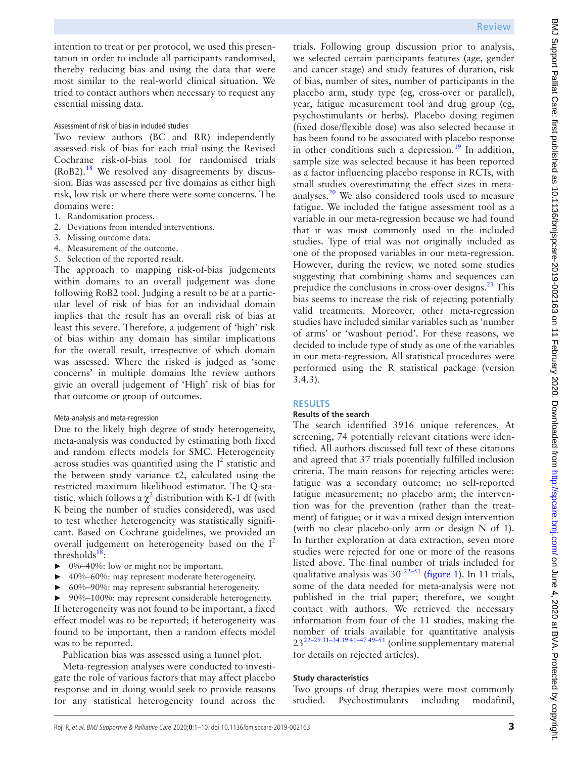intention to treat or per protocol, we used this presentation in order to include all participants randomised, thereby reducing bias and using the data that were most similar to the real-world clinical situation. We tried to contact authors when necessary to request any essential missing data.

### Assessment of risk of bias in included studies

Two review authors (BC and RR) independently assessed risk of bias for each trial using the Revised Cochrane risk-of-bias tool for randomised trials (RoB2).[18] We resolved any disagreements by discussion. Bias was assessed per five domains as either high risk, low risk or where there were some concerns. The domains were:

1. Randomisation process.
2. Deviations from intended interventions.
3. Missing outcome data.
4. Measurement of the outcome.
5. Selection of the reported result.

The approach to mapping risk-of-bias judgements within domains to an overall judgement was done following RoB2 tool. Judging a result to be at a particular level of risk of bias for an individual domain implies that the result has an overall risk of bias at least this severe. Therefore, a judgement of 'high' risk of bias within any domain has similar implications for the overall result, irrespective of which domain was assessed. Where the risked is judged as 'some concerns' in multiple domains lthe review authors givie an overall judgement of 'High' risk of bias for that outcome or group of outcomes.

### Meta-analysis and meta-regression

Due to the likely high degree of study heterogeneity, meta-analysis was conducted by estimating both fixed and random effects models for SMC. Heterogeneity across studies was quantified using the $I^2$ statistic and the between study variance τ2, calculated using the restricted maximum likelihood estimator. The Q-statistic, which follows a $\chi^2$ distribution with K-1 df (with K being the number of studies considered), was used to test whether heterogeneity was statistically significant. Based on Cochrane guidelines, we provided an overall judgement on heterogeneity based on the $I^2$ thresholds[18]:

- 0%–40%: low or might not be important.
- 40%–60%: may represent moderate heterogeneity.
- 60%–90%: may represent substantial heterogeneity.
- 90%–100%: may represent considerable heterogeneity.

If heterogeneity was not found to be important, a fixed effect model was to be reported; if heterogeneity was found to be important, then a random effects model was to be reported.

Publication bias was assessed using a funnel plot.

Meta-regression analyses were conducted to investigate the role of various factors that may affect placebo response and in doing would seek to provide reasons for any statistical heterogeneity found across the trials. Following group discussion prior to analysis, we selected certain participants features (age, gender and cancer stage) and study features of duration, risk of bias, number of sites, number of participants in the placebo arm, study type (eg, cross-over or parallel), year, fatigue measurement tool and drug group (eg, psychostimulants or herbs). Placebo dosing regimen (fixed dose/flexible dose) was also selected because it has been found to be associated with placebo response in other conditions such a depression.[19] In addition, sample size was selected because it has been reported as a factor influencing placebo response in RCTs, with small studies overestimating the effect sizes in meta-analyses.[20] We also considered tools used to measure fatigue. We included the fatigue assessment tool as a variable in our meta-regression because we had found that it was most commonly used in the included studies. Type of trial was not originally included as one of the proposed variables in our meta-regression. However, during the review, we noted some studies suggesting that combining shams and sequences can prejudice the conclusions in cross-over designs.[21] This bias seems to increase the risk of rejecting potentially valid treatments. Moreover, other meta-regression studies have included similar variables such as 'number of arms' or 'washout period'. For these reasons, we decided to include type of study as one of the variables in our meta-regression. All statistical procedures were performed using the R statistical package (version 3.4.3).

## RESULTS

### Results of the search

The search identified 3916 unique references. At screening, 74 potentially relevant citations were identified. All authors discussed full text of these citations and agreed that 37 trials potentially fulfilled inclusion criteria. The main reasons for rejecting articles were: fatigue was a secondary outcome; no self-reported fatigue measurement; no placebo arm; the intervention was for the prevention (rather than the treatment) of fatigue; or it was a mixed design intervention (with no clear placebo-only arm or design N of 1). In further exploration at data extraction, seven more studies were rejected for one or more of the reasons listed above. The final number of trials included for qualitative analysis was 30 [22–51] (figure 1). In 11 trials, some of the data needed for meta-analysis were not published in the trial paper; therefore, we sought contact with authors. We retrieved the necessary information from four of the 11 studies, making the number of trials available for quantitative analysis 23[22–29 31–34 39 41–47 49–51] (online supplementary material for details on rejected articles).

### Study characteristics

Two groups of drug therapies were most commonly studied. Psychostimulants including modafinil,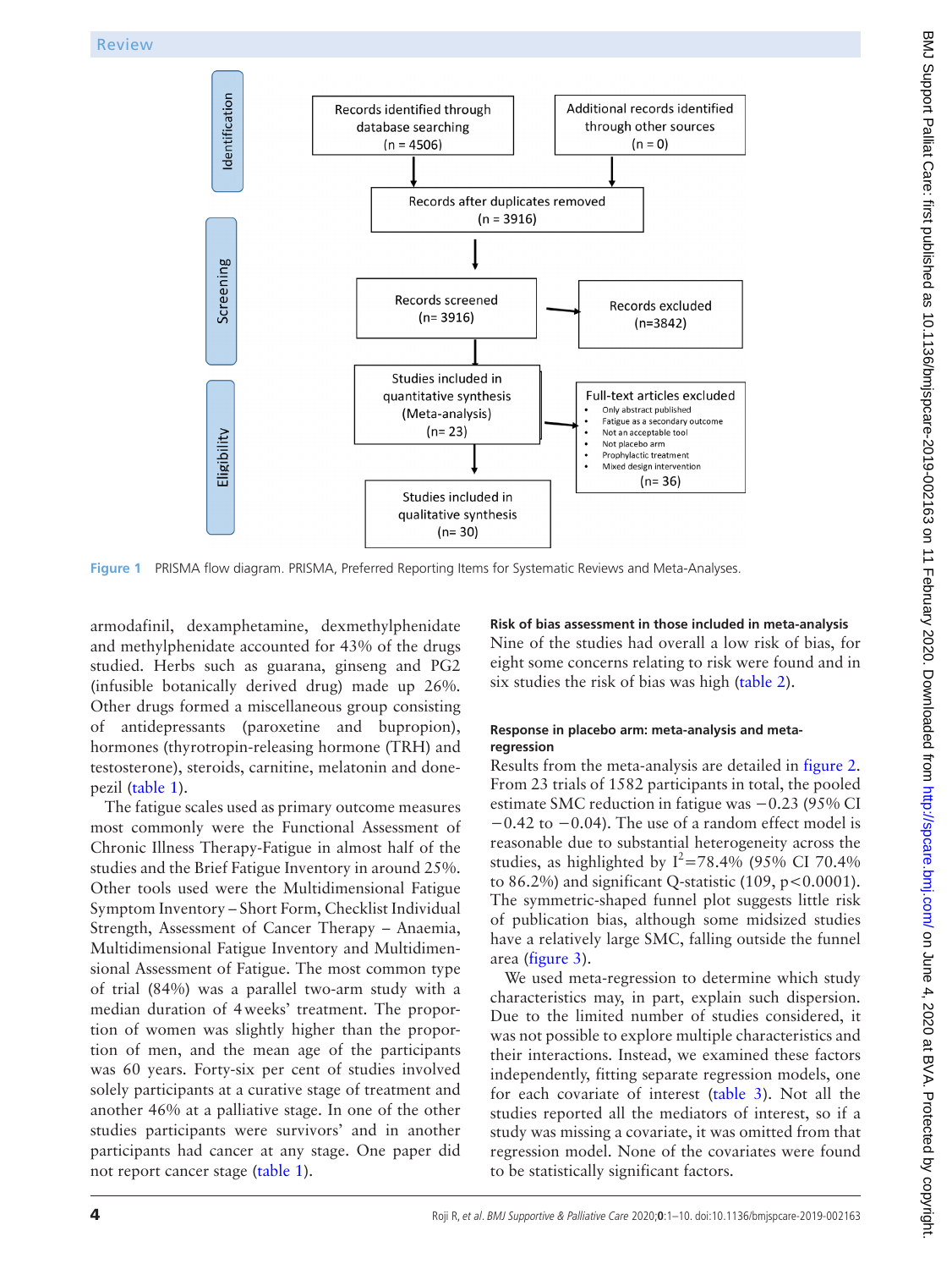Figure 1 PRISMA flow diagram. PRISMA, Preferred Reporting Items for Systematic Reviews and Meta-Analyses.

armodafinil, dexamphetamine, dexmethylphenidate and methylphenidate accounted for 43% of the drugs studied. Herbs such as guarana, ginseng and PG2 (infusible botanically derived drug) made up 26%. Other drugs formed a miscellaneous group consisting of antidepressants (paroxetine and bupropion), hormones (thyrotropin-releasing hormone (TRH) and testosterone), steroids, carnitine, melatonin and donepezil (table 1).

The fatigue scales used as primary outcome measures most commonly were the Functional Assessment of Chronic Illness Therapy-Fatigue in almost half of the studies and the Brief Fatigue Inventory in around 25%. Other tools used were the Multidimensional Fatigue Symptom Inventory – Short Form, Checklist Individual Strength, Assessment of Cancer Therapy – Anaemia, Multidimensional Fatigue Inventory and Multidimensional Assessment of Fatigue. The most common type of trial (84%) was a parallel two-arm study with a median duration of 4 weeks' treatment. The proportion of women was slightly higher than the proportion of men, and the mean age of the participants was 60 years. Forty-six per cent of studies involved solely participants at a curative stage of treatment and another 46% at a palliative stage. In one of the other studies participants were survivors' and in another participants had cancer at any stage. One paper did not report cancer stage (table 1).

### Risk of bias assessment in those included in meta-analysis

Nine of the studies had overall a low risk of bias, for eight some concerns relating to risk were found and in six studies the risk of bias was high (table 2).

### Response in placebo arm: meta-analysis and meta-regression

Results from the meta-analysis are detailed in figure 2. From 23 trials of 1582 participants in total, the pooled estimate SMC reduction in fatigue was −0.23 (95% CI −0.42 to −0.04). The use of a random effect model is reasonable due to substantial heterogeneity across the studies, as highlighted by $I^2$=78.4% (95% CI 70.4% to 86.2%) and significant Q-statistic (109, $p<0.0001$). The symmetric-shaped funnel plot suggests little risk of publication bias, although some midsized studies have a relatively large SMC, falling outside the funnel area (figure 3).

We used meta-regression to determine which study characteristics may, in part, explain such dispersion. Due to the limited number of studies considered, it was not possible to explore multiple characteristics and their interactions. Instead, we examined these factors independently, fitting separate regression models, one for each covariate of interest (table 3). Not all the studies reported all the mediators of interest, so if a study was missing a covariate, it was omitted from that regression model. None of the covariates were found to be statistically significant factors.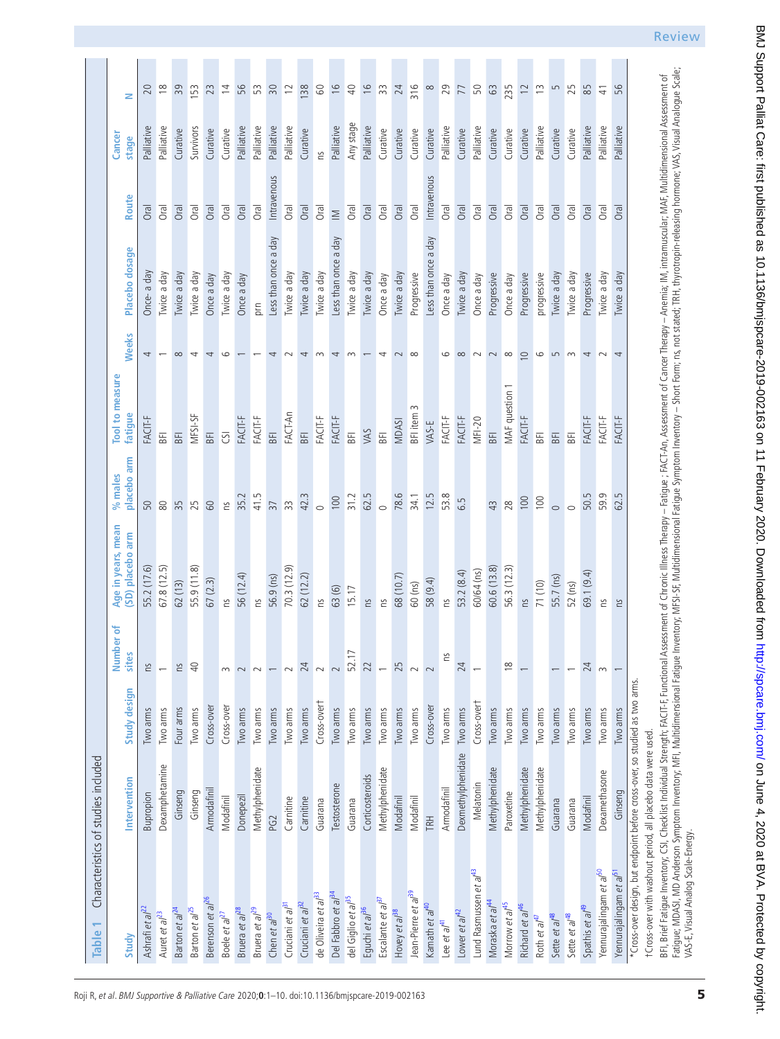**Table 1** Characteristics of studies included

| Study | Intervention | Study design | Number of sites | Age in years, mean (SD) placebo arm | % males placebo arm | Tool to measure fatigue | Weeks | Placebo dosage | Route | Cancer stage | N |
|---|---|---|---|---|---|---|---|---|---|---|---|
| Ashrafi *et al*[22] | Bupropion | Two arms | ns | 55.2 (17.6) | 50 | FACIT-F | 4 | Once- a day | Oral | Palliative | 20 |
| Auret *et al*[23] | Dexamphetamine | Two arms | 1 | 67.8 (12.5) | 80 | BFI | 1 | Twice a day | Oral | Palliative | 18 |
| Barton *et al*[24] | Ginseng | Four arms | ns | 62 (13) | 35 | BFI | 8 | Twice a day | Oral | Curative | 39 |
| Barton *et al*[25] | Ginseng | Two arms | 40 | 55.9 (11.8) | 25 | MFSI-SF | 4 | Twice a day | Oral | Survivors | 153 |
| Berenson *et al*[26] | Armodafinil | Cross-over | | 67 (2.3) | 60 | BFI | 4 | Once a day | Oral | Curative | 23 |
| Boele *et al*[27] | Modafinil | Cross-over | 3 | ns | ns | CSI | 6 | Twice a day | Oral | Curative | 14 |
| Bruera *et al*[28] | Donepezil | Two arms | 2 | 56 (12.4) | 35.2 | FACIT-F | 1 | Once a day | Oral | Palliative | 56 |
| Bruera *et al*[29] | Methylphenidate | Two arms | 2 | ns | 41.5 | FACIT-F | 1 | prn | Oral | Palliative | 53 |
| Chen *et al*[30] | PG2 | Two arms | 1 | 56.9 (ns) | 37 | BFI | 4 | Less than once a day | Intravenous | Palliative | 30 |
| Cruciani *et al*[31] | Carnitine | Two arms | 2 | 70.3 (12.9) | 33 | FACT-An | 2 | Twice a day | Oral | Palliative | 12 |
| Cruciani *et al*[32] | Carnitine | Two arms | 24 | 62 (12.2) | 42.3 | BFI | 4 | Twice a day | Oral | Curative | 138 |
| de Oliveira *et al*[33] | Guarana | Cross-over† | 2 | ns | 0 | FACIT-F | 3 | Twice a day | Oral | ns | 60 |
| Del Fabbro *et al*[34] | Testosterone | Two arms | 2 | 63 (6) | 100 | FACIT-F | 4 | Less than once a day | IM | Palliative | 16 |
| del Giglio *et al*[35] | Guarana | Two arms | 52.17 | 15.17 | 31.2 | BFI | 3 | Twice a day | Oral | Any stage | 40 |
| Eguchi *et al*[36] | Corticosteroids | Two arms | 22 | ns | 62.5 | VAS | 1 | Twice a day | Oral | Palliative | 16 |
| Escalante *et al*[37] | Methylphenidate | Two arms | 1 | ns | 0 | BFI | 4 | Once a day | Oral | Curative | 33 |
| Hovey *et al*[38] | Modafinil | Two arms | 25 | 68 (10.7) | 78.6 | MDASI | 2 | Twice a day | Oral | Curative | 24 |
| Jean-Pierre *et al*[39] | Modafinil | Two arms | 2 | 60 (ns) | 34.1 | BFI item 3 | 8 | Progressive | Oral | Curative | 316 |
| Kamath *et al*[40] | TRH | Cross-over | 2 | 58 (9.4) | 12.5 | VAS-E | | Less than once a day | Intravenous | Curative | 8 |
| Lee *et al*[41] | Armodafinil | Two arms | ns | ns | 53.8 | FACIT-F | 6 | Once a day | Oral | Palliative | 29 |
| Lower *et al*[42] | Dexmethylphenidate | Two arms | 24 | 53.2 (8.4) | 6.5 | FACIT-F | 8 | Twice a day | Oral | Curative | 77 |
| Lund Rasmussen *et al*[43] | Melatonin | Cross-over† | 1 | 60/64 (ns) | | MFI-20 | 2 | Once a day | Oral | Palliative | 50 |
| Moraska *et al*[44] | Methylphenidate | Two arms | | 60.6 (13.8) | 43 | BFI | 2 | Progressive | Oral | Curative | 63 |
| Morrow *et al*[45] | Paroxetine | Two arms | 18 | 56.3 (12.3) | 28 | MAF question 1 | 8 | Once a day | Oral | Curative | 235 |
| Richard *et al*[46] | Methylphenidate | Two arms | 1 | ns | 100 | FACIT-F | 10 | Progressive | Oral | Curative | 12 |
| Roth *et al*[47] | Methylphenidate | Two arms | | 71 (10) | 100 | BFI | 6 | progressive | Oral | Palliative | 13 |
| Sette *et al*[48] | Guarana | Two arms | 1 | 55.7 (ns) | 0 | BFI | 5 | Twice a day | Oral | Curative | 5 |
| Sette *et al*[48] | Guarana | Two arms | 1 | 52 (ns) | 0 | BFI | 3 | Twice a day | Oral | Curative | 25 |
| Spathis *et al*[49] | Modafinil | Two arms | 24 | 69.1 (9.4) | 50.5 | FACIT-F | 4 | Progressive | Oral | Palliative | 85 |
| Yennurajalingam *et al*[50] | Dexamethasone | Two arms | 3 | ns | 59.9 | FACIT-F | 2 | Twice a day | Oral | Palliative | 41 |
| Yennurajalingam *et al*[51] | Ginseng | Two arms | 1 | ns | 62.5 | FACIT-F | 4 | Twice a day | Oral | Palliative | 56 |

*Cross-over design, but endpoint before cross-over, so studied as two arms.

†Cross-over with washout period, all placebo data were used.

BFI, Brief Fatigue Inventory; CSI, Checklist Individual Strength; FACIT-F, Functional Assessment of Chronic Illness Therapy – Fatigue ; FACT-An, Assessment of Cancer Therapy – Anemia; IM, intramuscular; MAF, Multidimensional Assessment of Fatigue; MDASI, MD Anderson Symptom Inventory; MFI, Multidimensional Fatigue Inventory; MFSI-SF, Multidimensional Fatigue Symptom Inventory – Short Form; ns, not stated; TRH, thyrotropin-releasing hormone; VAS, Visual Analogue Scale; VAS-E, Visual Analog Scale-Energy.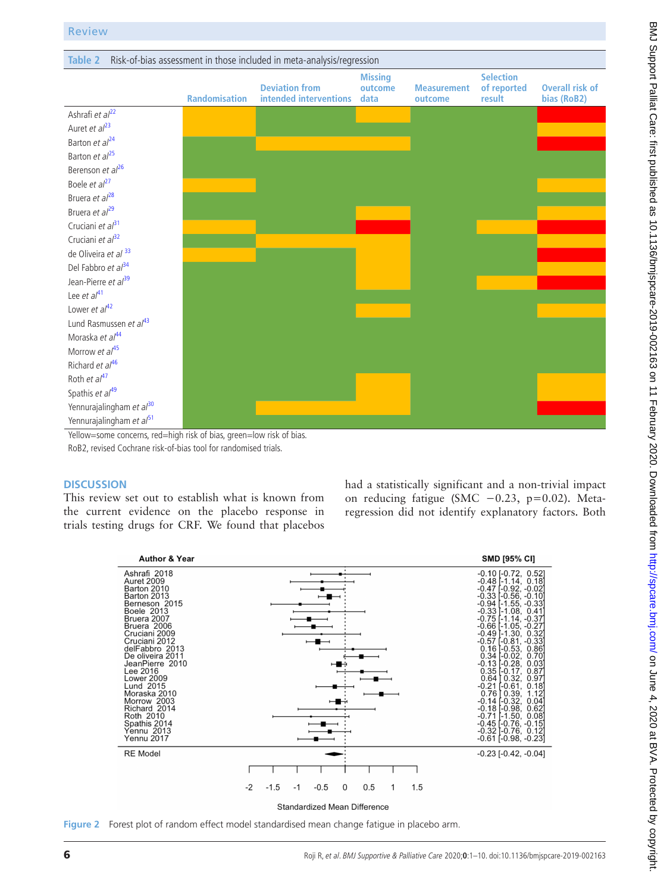Table 2 Risk-of-bias assessment in those included in meta-analysis/regression

| | Randomisation | Deviation from intended interventions | Missing outcome data | Measurement outcome | Selection of reported result | Overall risk of bias (RoB2) |
|---|---|---|---|---|---|---|
| Ashrafi *et al*[22] | Some concerns | Low | Some concerns | Low | Low | High |
| Auret *et al*[23] | Some concerns | Low | Low | Low | Low | Some concerns |
| Barton *et al*[24] | Low | Some concerns | Some concerns | Low | Low | High |
| Barton *et al*[25] | Low | Low | Low | Low | Low | Low |
| Berenson *et al*[26] | Low | Low | Low | Low | Low | Low |
| Boele *et al*[27] | Some concerns | Low | Low | Low | Low | Some concerns |
| Bruera *et al*[28] | Low | Low | Low | Low | Low | Low |
| Bruera *et al*[29] | Low | Low | Some concerns | Low | Low | Some concerns |
| Cruciani *et al*[31] | Some concerns | Low | High | Low | Some concerns | High |
| Cruciani *et al*[32] | Low | Some concerns | Some concerns | Low | Low | Some concerns |
| de Oliveira *et al* [33] | Some concerns | Low | Some concerns | Low | Low | High |
| Del Fabbro *et al*[34] | Low | Low | Some concerns | Low | Low | Some concerns |
| Jean-Pierre *et al*[39] | Low | Low | Some concerns | Low | Some concerns | High |
| Lee *et al*[41] | Low | Low | Low | Low | Low | Low |
| Lower *et al*[42] | Low | Low | Some concerns | Low | Low | Some concerns |
| Lund Rasmussen *et al*[43] | Low | Low | Low | Low | Low | Low |
| Moraska *et al*[44] | Low | Low | Low | Low | Low | Low |
| Morrow *et al*[45] | Low | Low | Low | Low | Low | Low |
| Richard *et al*[46] | Low | Low | Low | Low | Low | Low |
| Roth *et al*[47] | Low | Low | Some concerns | Low | Low | Some concerns |
| Spathis *et al*[49] | Low | Low | Some concerns | Low | Low | Some concerns |
| Yennurajalingham *et al*[30] | Low | Some concerns | Some concerns | Low | Low | High |
| Yennurajalingham *et al*[51] | Low | Low | Low | Low | Low | Low |

Yellow=some concerns, red=high risk of bias, green=low risk of bias.

RoB2, revised Cochrane risk-of-bias tool for randomised trials.

## DISCUSSION

This review set out to establish what is known from the current evidence on the placebo response in trials testing drugs for CRF. We found that placebos had a statistically significant and non-trivial impact on reducing fatigue (SMC −0.23, p=0.02). Meta-regression did not identify explanatory factors. Both

| Author & Year | SMD [95% CI] |
|---|---|
| Ashrafi 2018 | -0.10 [-0.72, 0.52] |
| Auret 2009 | -0.48 [-1.14, 0.18] |
| Barton 2010 | -0.47 [-0.92, -0.02] |
| Barton 2013 | -0.33 [-0.56, -0.10] |
| Berneson 2015 | -0.94 [-1.55, -0.33] |
| Boele 2013 | -0.33 [-1.08, 0.41] |
| Bruera 2007 | -0.75 [-1.14, -0.37] |
| Bruera 2006 | -0.66 [-1.05, -0.27] |
| Cruciani 2009 | -0.49 [-1.30, 0.32] |
| Cruciani 2012 | -0.57 [-0.81, -0.33] |
| delFabbro 2013 | 0.16 [-0.53, 0.86] |
| De oliveira 2011 | 0.34 [-0.02, 0.70] |
| JeanPierre 2010 | -0.13 [-0.28, 0.03] |
| Lee 2016 | 0.35 [-0.17, 0.87] |
| Lower 2009 | 0.64 [0.32, 0.97] |
| Lund 2015 | -0.21 [-0.61, 0.18] |
| Moraska 2010 | 0.76 [0.39, 1.12] |
| Morrow 2003 | -0.14 [-0.32, 0.04] |
| Richard 2014 | -0.18 [-0.98, 0.62] |
| Roth 2010 | -0.71 [-1.50, 0.08] |
| Spathis 2014 | -0.45 [-0.76, -0.15] |
| Yennu 2013 | -0.32 [-0.76, 0.12] |
| Yennu 2017 | -0.61 [-0.98, -0.23] |
| RE Model | -0.23 [-0.42, -0.04] |

Standardized Mean Difference

Figure 2 Forest plot of random effect model standardised mean change fatigue in placebo arm.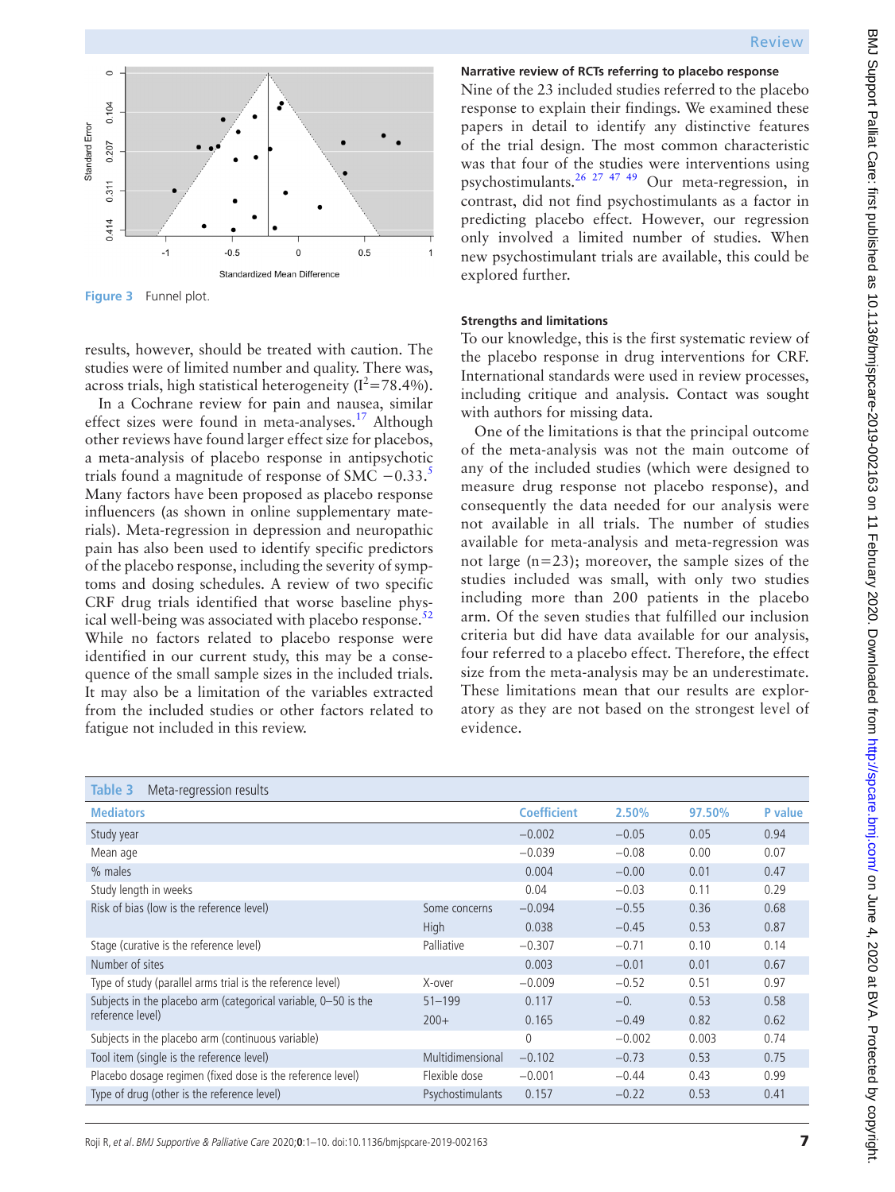Figure 3 Funnel plot.

results, however, should be treated with caution. The studies were of limited number and quality. There was, across trials, high statistical heterogeneity ($I^2$=78.4%).

In a Cochrane review for pain and nausea, similar effect sizes were found in meta-analyses.[17] Although other reviews have found larger effect size for placebos, a meta-analysis of placebo response in antipsychotic trials found a magnitude of response of SMC −0.33.[5] Many factors have been proposed as placebo response influencers (as shown in online supplementary materials). Meta-regression in depression and neuropathic pain has also been used to identify specific predictors of the placebo response, including the severity of symptoms and dosing schedules. A review of two specific CRF drug trials identified that worse baseline physical well-being was associated with placebo response.[52] While no factors related to placebo response were identified in our current study, this may be a consequence of the small sample sizes in the included trials. It may also be a limitation of the variables extracted from the included studies or other factors related to fatigue not included in this review.

### Narrative review of RCTs referring to placebo response

Nine of the 23 included studies referred to the placebo response to explain their findings. We examined these papers in detail to identify any distinctive features of the trial design. The most common characteristic was that four of the studies were interventions using psychostimulants.[26 27 47 49] Our meta-regression, in contrast, did not find psychostimulants as a factor in predicting placebo effect. However, our regression only involved a limited number of studies. When new psychostimulant trials are available, this could be explored further.

### Strengths and limitations

To our knowledge, this is the first systematic review of the placebo response in drug interventions for CRF. International standards were used in review processes, including critique and analysis. Contact was sought with authors for missing data.

One of the limitations is that the principal outcome of the meta-analysis was not the main outcome of any of the included studies (which were designed to measure drug response not placebo response), and consequently the data needed for our analysis were not available in all trials. The number of studies available for meta-analysis and meta-regression was not large (n=23); moreover, the sample sizes of the studies included was small, with only two studies including more than 200 patients in the placebo arm. Of the seven studies that fulfilled our inclusion criteria but did have data available for our analysis, four referred to a placebo effect. Therefore, the effect size from the meta-analysis may be an underestimate. These limitations mean that our results are exploratory as they are not based on the strongest level of evidence.

**Table 3** Meta-regression results

| Mediators | | Coefficient | 2.50% | 97.50% | P value |
|---|---|---|---|---|---|
| Study year | | −0.002 | −0.05 | 0.05 | 0.94 |
| Mean age | | −0.039 | −0.08 | 0.00 | 0.07 |
| % males | | 0.004 | −0.00 | 0.01 | 0.47 |
| Study length in weeks | | 0.04 | −0.03 | 0.11 | 0.29 |
| Risk of bias (low is the reference level) | Some concerns | −0.094 | −0.55 | 0.36 | 0.68 |
| | High | 0.038 | −0.45 | 0.53 | 0.87 |
| Stage (curative is the reference level) | Palliative | −0.307 | −0.71 | 0.10 | 0.14 |
| Number of sites | | 0.003 | −0.01 | 0.01 | 0.67 |
| Type of study (parallel arms trial is the reference level) | X-over | −0.009 | −0.52 | 0.51 | 0.97 |
| Subjects in the placebo arm (categorical variable, 0–50 is the reference level) | 51–199 | 0.117 | −0. | 0.53 | 0.58 |
| | 200+ | 0.165 | −0.49 | 0.82 | 0.62 |
| Subjects in the placebo arm (continuous variable) | | 0 | −0.002 | 0.003 | 0.74 |
| Tool item (single is the reference level) | Multidimensional | −0.102 | −0.73 | 0.53 | 0.75 |
| Placebo dosage regimen (fixed dose is the reference level) | Flexible dose | −0.001 | −0.44 | 0.43 | 0.99 |
| Type of drug (other is the reference level) | Psychostimulants | 0.157 | −0.22 | 0.53 | 0.41 |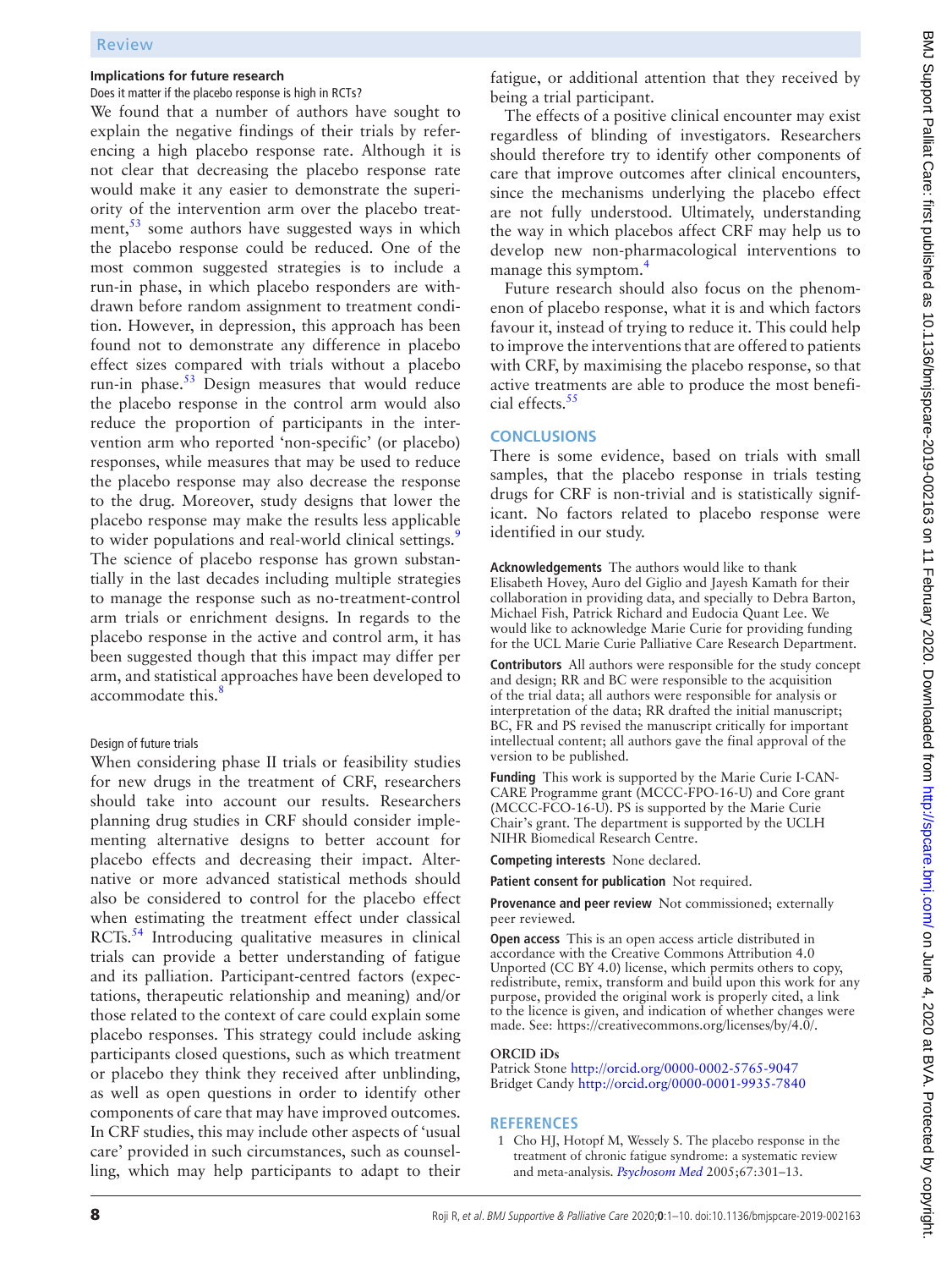### Implications for future research

Does it matter if the placebo response is high in RCTs?

We found that a number of authors have sought to explain the negative findings of their trials by referencing a high placebo response rate. Although it is not clear that decreasing the placebo response rate would make it any easier to demonstrate the superiority of the intervention arm over the placebo treatment,[53] some authors have suggested ways in which the placebo response could be reduced. One of the most common suggested strategies is to include a run-in phase, in which placebo responders are withdrawn before random assignment to treatment condition. However, in depression, this approach has been found not to demonstrate any difference in placebo effect sizes compared with trials without a placebo run-in phase.[53] Design measures that would reduce the placebo response in the control arm would also reduce the proportion of participants in the intervention arm who reported 'non-specific' (or placebo) responses, while measures that may be used to reduce the placebo response may also decrease the response to the drug. Moreover, study designs that lower the placebo response may make the results less applicable to wider populations and real-world clinical settings.[9] The science of placebo response has grown substantially in the last decades including multiple strategies to manage the response such as no-treatment-control arm trials or enrichment designs. In regards to the placebo response in the active and control arm, it has been suggested though that this impact may differ per arm, and statistical approaches have been developed to accommodate this.[8]

Design of future trials

When considering phase II trials or feasibility studies for new drugs in the treatment of CRF, researchers should take into account our results. Researchers planning drug studies in CRF should consider implementing alternative designs to better account for placebo effects and decreasing their impact. Alternative or more advanced statistical methods should also be considered to control for the placebo effect when estimating the treatment effect under classical RCTs.[54] Introducing qualitative measures in clinical trials can provide a better understanding of fatigue and its palliation. Participant-centred factors (expectations, therapeutic relationship and meaning) and/or those related to the context of care could explain some placebo responses. This strategy could include asking participants closed questions, such as which treatment or placebo they think they received after unblinding, as well as open questions in order to identify other components of care that may have improved outcomes. In CRF studies, this may include other aspects of 'usual care' provided in such circumstances, such as counselling, which may help participants to adapt to their fatigue, or additional attention that they received by being a trial participant.

The effects of a positive clinical encounter may exist regardless of blinding of investigators. Researchers should therefore try to identify other components of care that improve outcomes after clinical encounters, since the mechanisms underlying the placebo effect are not fully understood. Ultimately, understanding the way in which placebos affect CRF may help us to develop new non-pharmacological interventions to manage this symptom.[4]

Future research should also focus on the phenomenon of placebo response, what it is and which factors favour it, instead of trying to reduce it. This could help to improve the interventions that are offered to patients with CRF, by maximising the placebo response, so that active treatments are able to produce the most beneficial effects.[55]

## CONCLUSIONS

There is some evidence, based on trials with small samples, that the placebo response in trials testing drugs for CRF is non-trivial and is statistically significant. No factors related to placebo response were identified in our study.

**Acknowledgements** The authors would like to thank Elisabeth Hovey, Auro del Giglio and Jayesh Kamath for their collaboration in providing data, and specially to Debra Barton, Michael Fish, Patrick Richard and Eudocia Quant Lee. We would like to acknowledge Marie Curie for providing funding for the UCL Marie Curie Palliative Care Research Department.

**Contributors** All authors were responsible for the study concept and design; RR and BC were responsible to the acquisition of the trial data; all authors were responsible for analysis or interpretation of the data; RR drafted the initial manuscript; BC, FR and PS revised the manuscript critically for important intellectual content; all authors gave the final approval of the version to be published.

**Funding** This work is supported by the Marie Curie I-CAN-CARE Programme grant (MCCC-FPO-16-U) and Core grant (MCCC-FCO-16-U). PS is supported by the Marie Curie Chair's grant. The department is supported by the UCLH NIHR Biomedical Research Centre.

**Competing interests** None declared.

**Patient consent for publication** Not required.

**Provenance and peer review** Not commissioned; externally peer reviewed.

**Open access** This is an open access article distributed in accordance with the Creative Commons Attribution 4.0 Unported (CC BY 4.0) license, which permits others to copy, redistribute, remix, transform and build upon this work for any purpose, provided the original work is properly cited, a link to the licence is given, and indication of whether changes were made. See: https://creativecommons.org/licenses/by/4.0/.

**ORCID iDs**

Patrick Stone http://orcid.org/0000-0002-5765-9047
Bridget Candy http://orcid.org/0000-0001-9935-7840

## REFERENCES

1. Cho HJ, Hotopf M, Wessely S. The placebo response in the treatment of chronic fatigue syndrome: a systematic review and meta-analysis. *Psychosom Med* 2005;67:301–13.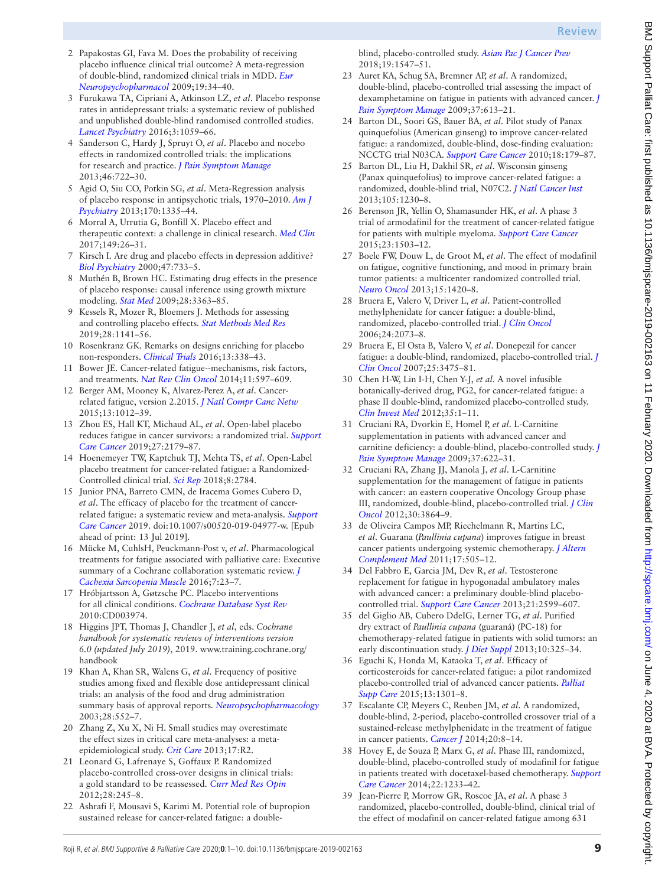2. Papakostas GI, Fava M. Does the probability of receiving placebo influence clinical trial outcome? A meta-regression of double-blind, randomized clinical trials in MDD. *Eur Neuropsychopharmacol* 2009;19:34–40.
3. Furukawa TA, Cipriani A, Atkinson LZ, *et al*. Placebo response rates in antidepressant trials: a systematic review of published and unpublished double-blind randomised controlled studies. *Lancet Psychiatry* 2016;3:1059–66.
4. Sanderson C, Hardy J, Spruyt O, *et al*. Placebo and nocebo effects in randomized controlled trials: the implications for research and practice. *J Pain Symptom Manage* 2013;46:722–30.
5. Agid O, Siu CO, Potkin SG, *et al*. Meta-Regression analysis of placebo response in antipsychotic trials, 1970–2010. *Am J Psychiatry* 2013;170:1335–44.
6. Morral A, Urrutia G, Bonfill X. Placebo effect and therapeutic context: a challenge in clinical research. *Med Clin* 2017;149:26–31.
7. Kirsch I. Are drug and placebo effects in depression additive? *Biol Psychiatry* 2000;47:733–5.
8. Muthén B, Brown HC. Estimating drug effects in the presence of placebo response: causal inference using growth mixture modeling. *Stat Med* 2009;28:3363–85.
9. Kessels R, Mozer R, Bloemers J. Methods for assessing and controlling placebo effects. *Stat Methods Med Res* 2019;28:1141–56.
10. Rosenkranz GK. Remarks on designs enriching for placebo non-responders. *Clinical Trials* 2016;13:338–43.
11. Bower JE. Cancer-related fatigue--mechanisms, risk factors, and treatments. *Nat Rev Clin Oncol* 2014;11:597–609.
12. Berger AM, Mooney K, Alvarez-Perez A, *et al*. Cancer-related fatigue, version 2.2015. *J Natl Compr Canc Netw* 2015;13:1012–39.
13. Zhou ES, Hall KT, Michaud AL, *et al*. Open-label placebo reduces fatigue in cancer survivors: a randomized trial. *Support Care Cancer* 2019;27:2179–87.
14. Hoenemeyer TW, Kaptchuk TJ, Mehta TS, *et al*. Open-Label placebo treatment for cancer-related fatigue: a Randomized-Controlled clinical trial. *Sci Rep* 2018;8:2784.
15. Junior PNA, Barreto CMN, de Iracema Gomes Cubero D, *et al*. The efficacy of placebo for the treatment of cancer-related fatigue: a systematic review and meta-analysis. *Support Care Cancer* 2019. doi:10.1007/s00520-019-04977-w. [Epub ahead of print: 13 Jul 2019].
16. Mücke M, CuhlsH, Peuckmann-Post v, *et al*. Pharmacological treatments for fatigue associated with palliative care: Executive summary of a Cochrane collaboration systematic review. *J Cachexia Sarcopenia Muscle* 2016;7:23–7.
17. Hróbjartsson A, Gøtzsche PC. Placebo interventions for all clinical conditions. *Cochrane Database Syst Rev* 2010:CD003974.
18. Higgins JPT, Thomas J, Chandler J, *et al*, eds. *Cochrane handbook for systematic reviews of interventions version 6.0 (updated July 2019)*, 2019. www.training.cochrane.org/handbook
19. Khan A, Khan SR, Walens G, *et al*. Frequency of positive studies among fixed and flexible dose antidepressant clinical trials: an analysis of the food and drug administration summary basis of approval reports. *Neuropsychopharmacology* 2003;28:552–7.
20. Zhang Z, Xu X, Ni H. Small studies may overestimate the effect sizes in critical care meta-analyses: a meta-epidemiological study. *Crit Care* 2013;17:R2.
21. Leonard G, Lafrenaye S, Goffaux P. Randomized placebo-controlled cross-over designs in clinical trials: a gold standard to be reassessed. *Curr Med Res Opin* 2012;28:245–8.
22. Ashrafi F, Mousavi S, Karimi M. Potential role of bupropion sustained release for cancer-related fatigue: a double-blind, placebo-controlled study. *Asian Pac J Cancer Prev* 2018;19:1547–51.
23. Auret KA, Schug SA, Bremner AP, *et al*. A randomized, double-blind, placebo-controlled trial assessing the impact of dexamphetamine on fatigue in patients with advanced cancer. *J Pain Symptom Manage* 2009;37:613–21.
24. Barton DL, Soori GS, Bauer BA, *et al*. Pilot study of Panax quinquefolius (American ginseng) to improve cancer-related fatigue: a randomized, double-blind, dose-finding evaluation: NCCTG trial N03CA. *Support Care Cancer* 2010;18:179–87.
25. Barton DL, Liu H, Dakhil SR, *et al*. Wisconsin ginseng (Panax quinquefolius) to improve cancer-related fatigue: a randomized, double-blind trial, N07C2. *J Natl Cancer Inst* 2013;105:1230–8.
26. Berenson JR, Yellin O, Shamasunder HK, *et al*. A phase 3 trial of armodafinil for the treatment of cancer-related fatigue for patients with multiple myeloma. *Support Care Cancer* 2015;23:1503–12.
27. Boele FW, Douw L, de Groot M, *et al*. The effect of modafinil on fatigue, cognitive functioning, and mood in primary brain tumor patients: a multicenter randomized controlled trial. *Neuro Oncol* 2013;15:1420–8.
28. Bruera E, Valero V, Driver L, *et al*. Patient-controlled methylphenidate for cancer fatigue: a double-blind, randomized, placebo-controlled trial. *J Clin Oncol* 2006;24:2073–8.
29. Bruera E, El Osta B, Valero V, *et al*. Donepezil for cancer fatigue: a double-blind, randomized, placebo-controlled trial. *J Clin Oncol* 2007;25:3475–81.
30. Chen H-W, Lin I-H, Chen Y-J, *et al*. A novel infusible botanically-derived drug, PG2, for cancer-related fatigue: a phase II double-blind, randomized placebo-controlled study. *Clin Invest Med* 2012;35:1–11.
31. Cruciani RA, Dvorkin E, Homel P, *et al*. L-Carnitine supplementation in patients with advanced cancer and carnitine deficiency: a double-blind, placebo-controlled study. *J Pain Symptom Manage* 2009;37:622–31.
32. Cruciani RA, Zhang JJ, Manola J, *et al*. L-Carnitine supplementation for the management of fatigue in patients with cancer: an eastern cooperative Oncology Group phase III, randomized, double-blind, placebo-controlled trial. *J Clin Oncol* 2012;30:3864–9.
33. de Oliveira Campos MP, Riechelmann R, Martins LC, *et al*. Guarana (*Paullinia cupana*) improves fatigue in breast cancer patients undergoing systemic chemotherapy. *J Altern Complement Med* 2011;17:505–12.
34. Del Fabbro E, Garcia JM, Dev R, *et al*. Testosterone replacement for fatigue in hypogonadal ambulatory males with advanced cancer: a preliminary double-blind placebo-controlled trial. *Support Care Cancer* 2013;21:2599–607.
35. del Giglio AB, Cubero DdeIG, Lerner TG, *et al*. Purified dry extract of *Paullinia cupana* (guaraná) (PC-18) for chemotherapy-related fatigue in patients with solid tumors: an early discontinuation study. *J Diet Suppl* 2013;10:325–34.
36. Eguchi K, Honda M, Kataoka T, *et al*. Efficacy of corticosteroids for cancer-related fatigue: a pilot randomized placebo-controlled trial of advanced cancer patients. *Palliat Supp Care* 2015;13:1301–8.
37. Escalante CP, Meyers C, Reuben JM, *et al*. A randomized, double-blind, 2-period, placebo-controlled crossover trial of a sustained-release methylphenidate in the treatment of fatigue in cancer patients. *Cancer J* 2014;20:8–14.
38. Hovey E, de Souza P, Marx G, *et al*. Phase III, randomized, double-blind, placebo-controlled study of modafinil for fatigue in patients treated with docetaxel-based chemotherapy. *Support Care Cancer* 2014;22:1233–42.
39. Jean-Pierre P, Morrow GR, Roscoe JA, *et al*. A phase 3 randomized, placebo-controlled, double-blind, clinical trial of the effect of modafinil on cancer-related fatigue among 631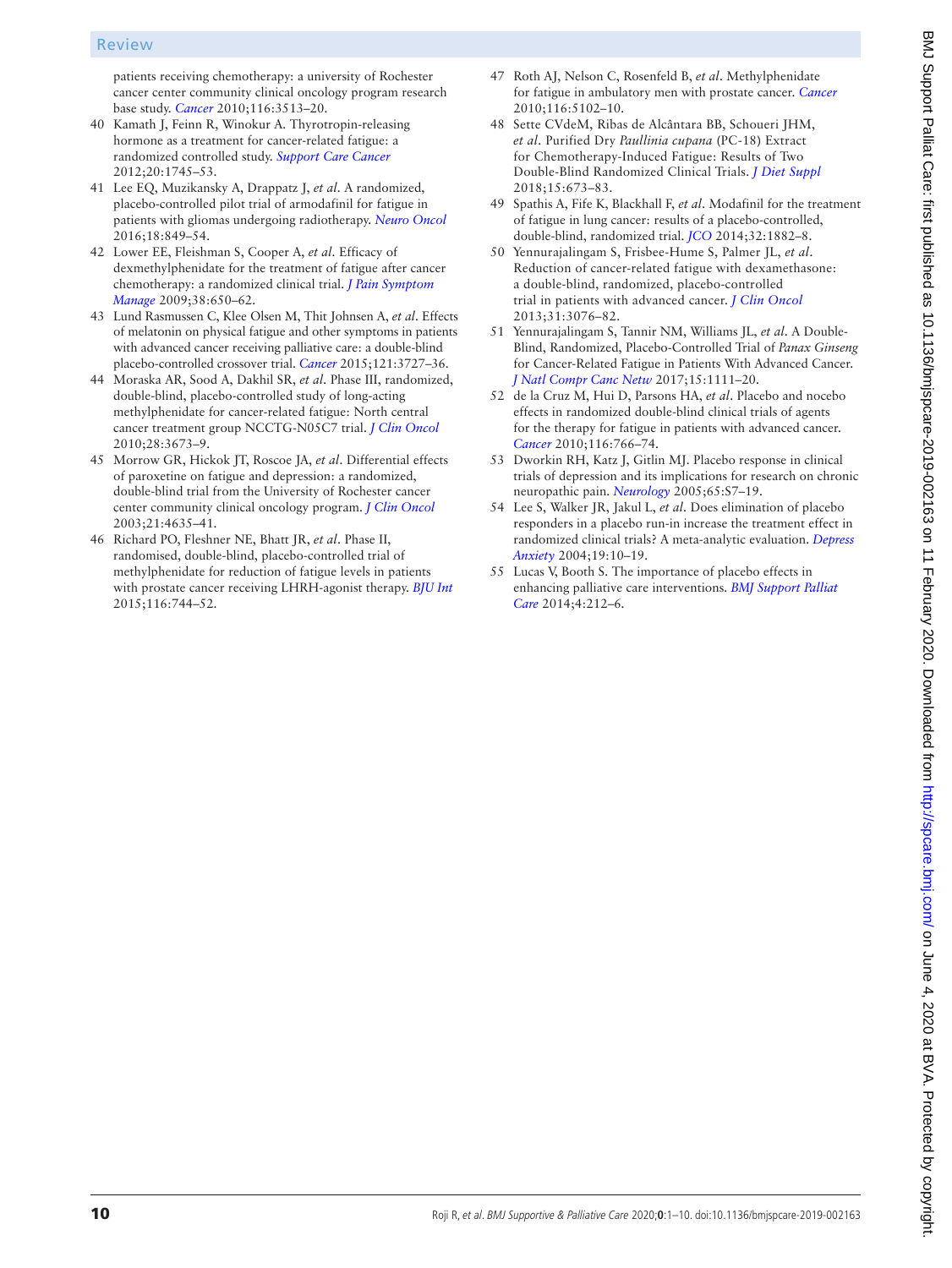patients receiving chemotherapy: a university of Rochester cancer center community clinical oncology program research base study. *Cancer* 2010;116:3513–20.

40 Kamath J, Feinn R, Winokur A. Thyrotropin-releasing hormone as a treatment for cancer-related fatigue: a randomized controlled study. *Support Care Cancer* 2012;20:1745–53.

41 Lee EQ, Muzikansky A, Drappatz J, *et al*. A randomized, placebo-controlled pilot trial of armodafinil for fatigue in patients with gliomas undergoing radiotherapy. *Neuro Oncol* 2016;18:849–54.

42 Lower EE, Fleishman S, Cooper A, *et al*. Efficacy of dexmethylphenidate for the treatment of fatigue after cancer chemotherapy: a randomized clinical trial. *J Pain Symptom Manage* 2009;38:650–62.

43 Lund Rasmussen C, Klee Olsen M, Thit Johnsen A, *et al*. Effects of melatonin on physical fatigue and other symptoms in patients with advanced cancer receiving palliative care: a double-blind placebo-controlled crossover trial. *Cancer* 2015;121:3727–36.

44 Moraska AR, Sood A, Dakhil SR, *et al*. Phase III, randomized, double-blind, placebo-controlled study of long-acting methylphenidate for cancer-related fatigue: North central cancer treatment group NCCTG-N05C7 trial. *J Clin Oncol* 2010;28:3673–9.

45 Morrow GR, Hickok JT, Roscoe JA, *et al*. Differential effects of paroxetine on fatigue and depression: a randomized, double-blind trial from the University of Rochester cancer center community clinical oncology program. *J Clin Oncol* 2003;21:4635–41.

46 Richard PO, Fleshner NE, Bhatt JR, *et al*. Phase II, randomised, double-blind, placebo-controlled trial of methylphenidate for reduction of fatigue levels in patients with prostate cancer receiving LHRH-agonist therapy. *BJU Int* 2015;116:744–52.

47 Roth AJ, Nelson C, Rosenfeld B, *et al*. Methylphenidate for fatigue in ambulatory men with prostate cancer. *Cancer* 2010;116:5102–10.

48 Sette CVdeM, Ribas de Alcântara BB, Schoueri JHM, *et al*. Purified Dry *Paullinia cupana* (PC-18) Extract for Chemotherapy-Induced Fatigue: Results of Two Double-Blind Randomized Clinical Trials. *J Diet Suppl* 2018;15:673–83.

49 Spathis A, Fife K, Blackhall F, *et al*. Modafinil for the treatment of fatigue in lung cancer: results of a placebo-controlled, double-blind, randomized trial. *JCO* 2014;32:1882–8.

50 Yennurajalingam S, Frisbee-Hume S, Palmer JL, *et al*. Reduction of cancer-related fatigue with dexamethasone: a double-blind, randomized, placebo-controlled trial in patients with advanced cancer. *J Clin Oncol* 2013;31:3076–82.

51 Yennurajalingam S, Tannir NM, Williams JL, *et al*. A Double-Blind, Randomized, Placebo-Controlled Trial of *Panax Ginseng* for Cancer-Related Fatigue in Patients With Advanced Cancer. *J Natl Compr Canc Netw* 2017;15:1111–20.

52 de la Cruz M, Hui D, Parsons HA, *et al*. Placebo and nocebo effects in randomized double-blind clinical trials of agents for the therapy for fatigue in patients with advanced cancer. *Cancer* 2010;116:766–74.

53 Dworkin RH, Katz J, Gitlin MJ. Placebo response in clinical trials of depression and its implications for research on chronic neuropathic pain. *Neurology* 2005;65:S7–19.

54 Lee S, Walker JR, Jakul L, *et al*. Does elimination of placebo responders in a placebo run-in increase the treatment effect in randomized clinical trials? A meta-analytic evaluation. *Depress Anxiety* 2004;19:10–19.

55 Lucas V, Booth S. The importance of placebo effects in enhancing palliative care interventions. *BMJ Support Palliat Care* 2014;4:212–6.